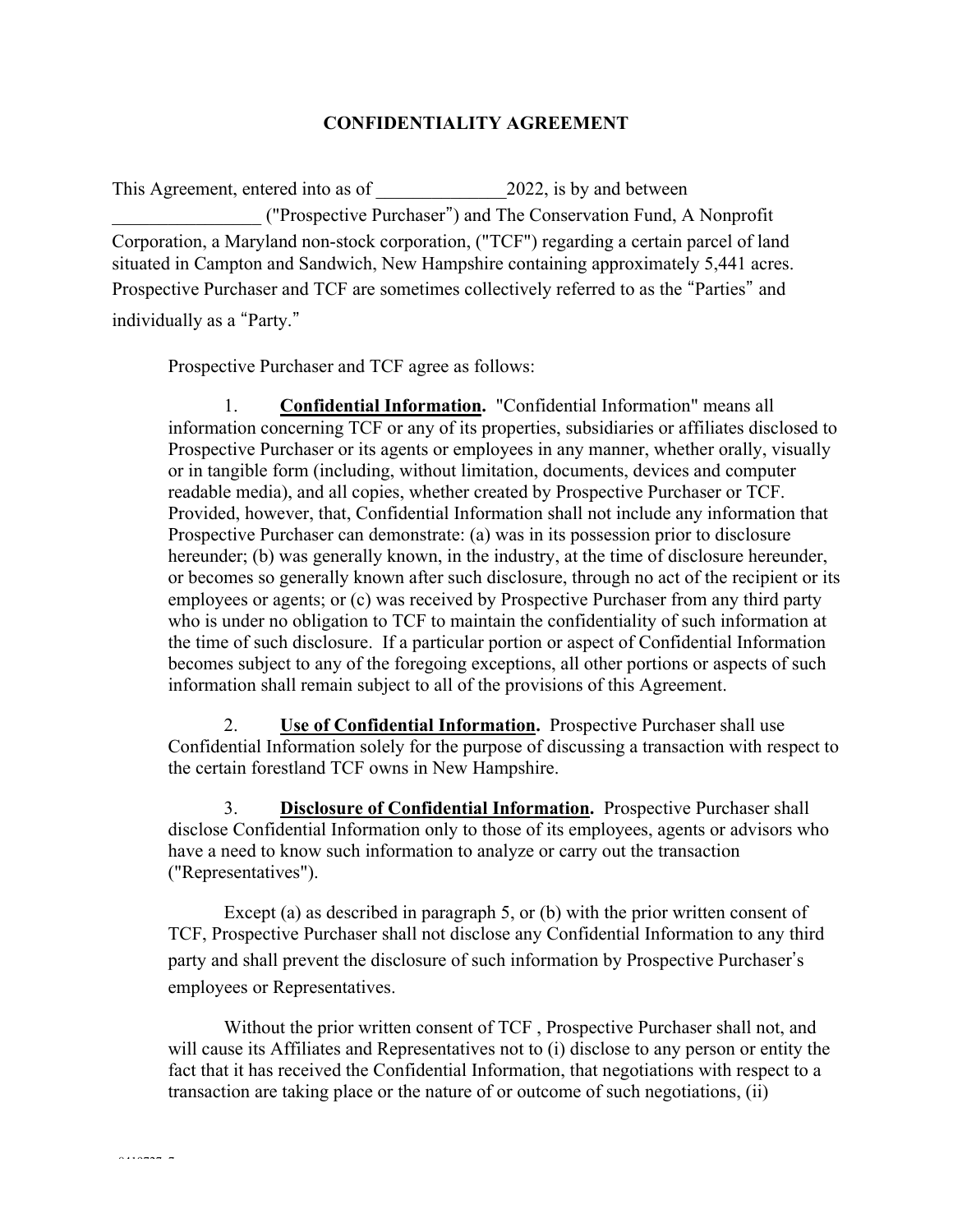# CONFIDENTIALITY AGREEMENT

This Agreement, entered into as of ______________2022, is by and between ________________ ("Prospective Purchaser") and The Conservation Fund, A Nonprofit Corporation, a Maryland non-stock corporation, ("TCF") regarding a certain parcel of land situated in Campton and Sandwich, New Hampshire containing approximately 5,441 acres. Prospective Purchaser and TCF are sometimes collectively referred to as the "Parties" and individually as a "Party."

Prospective Purchaser and TCF agree as follows:

1. **Confidential Information.** "Confidential Information" means all information concerning TCF or any of its properties, subsidiaries or affiliates disclosed to Prospective Purchaser or its agents or employees in any manner, whether orally, visually or in tangible form (including, without limitation, documents, devices and computer readable media), and all copies, whether created by Prospective Purchaser or TCF. Provided, however, that, Confidential Information shall not include any information that Prospective Purchaser can demonstrate: (a) was in its possession prior to disclosure hereunder; (b) was generally known, in the industry, at the time of disclosure hereunder, or becomes so generally known after such disclosure, through no act of the recipient or its employees or agents; or (c) was received by Prospective Purchaser from any third party who is under no obligation to TCF to maintain the confidentiality of such information at the time of such disclosure. If a particular portion or aspect of Confidential Information becomes subject to any of the foregoing exceptions, all other portions or aspects of such information shall remain subject to all of the provisions of this Agreement.

2. **Use of Confidential Information.** Prospective Purchaser shall use Confidential Information solely for the purpose of discussing a transaction with respect to the certain forestland TCF owns in New Hampshire.

3. **Disclosure of Confidential Information.** Prospective Purchaser shall disclose Confidential Information only to those of its employees, agents or advisors who have a need to know such information to analyze or carry out the transaction ("Representatives").

Except (a) as described in paragraph 5, or (b) with the prior written consent of TCF, Prospective Purchaser shall not disclose any Confidential Information to any third party and shall prevent the disclosure of such information by Prospective Purchaser's employees or Representatives.

Without the prior written consent of TCF , Prospective Purchaser shall not, and will cause its Affiliates and Representatives not to (i) disclose to any person or entity the fact that it has received the Confidential Information, that negotiations with respect to a transaction are taking place or the nature of or outcome of such negotiations, (ii)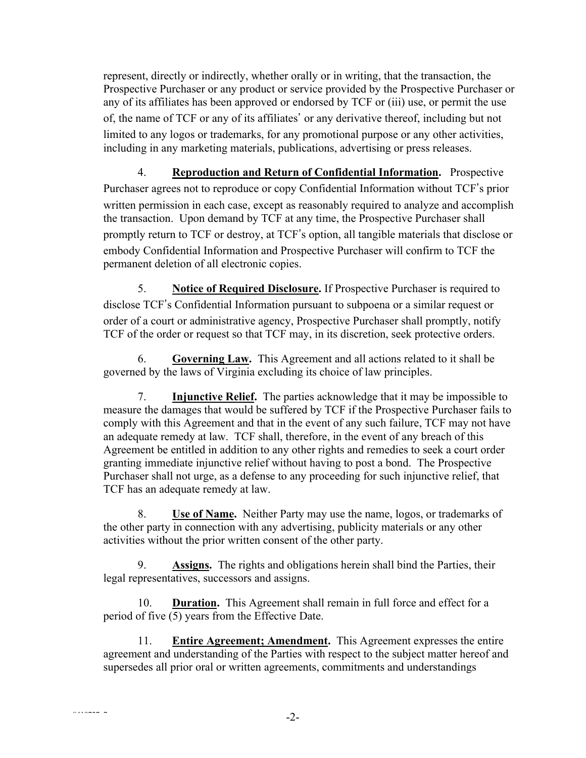represent, directly or indirectly, whether orally or in writing, that the transaction, the Prospective Purchaser or any product or service provided by the Prospective Purchaser or any of its affiliates has been approved or endorsed by TCF or (iii) use, or permit the use of, the name of TCF or any of its affiliates' or any derivative thereof, including but not limited to any logos or trademarks, for any promotional purpose or any other activities, including in any marketing materials, publications, advertising or press releases.

4. **Reproduction and Return of Confidential Information.** Prospective Purchaser agrees not to reproduce or copy Confidential Information without TCF's prior written permission in each case, except as reasonably required to analyze and accomplish the transaction. Upon demand by TCF at any time, the Prospective Purchaser shall promptly return to TCF or destroy, at TCF's option, all tangible materials that disclose or embody Confidential Information and Prospective Purchaser will confirm to TCF the permanent deletion of all electronic copies.

5. **Notice of Required Disclosure.** If Prospective Purchaser is required to disclose TCF's Confidential Information pursuant to subpoena or a similar request or order of a court or administrative agency, Prospective Purchaser shall promptly, notify TCF of the order or request so that TCF may, in its discretion, seek protective orders.

6. **Governing Law.** This Agreement and all actions related to it shall be governed by the laws of Virginia excluding its choice of law principles.

7. **Injunctive Relief.** The parties acknowledge that it may be impossible to measure the damages that would be suffered by TCF if the Prospective Purchaser fails to comply with this Agreement and that in the event of any such failure, TCF may not have an adequate remedy at law. TCF shall, therefore, in the event of any breach of this Agreement be entitled in addition to any other rights and remedies to seek a court order granting immediate injunctive relief without having to post a bond. The Prospective Purchaser shall not urge, as a defense to any proceeding for such injunctive relief, that TCF has an adequate remedy at law.

8. **Use of Name.** Neither Party may use the name, logos, or trademarks of the other party in connection with any advertising, publicity materials or any other activities without the prior written consent of the other party.

9. **Assigns.** The rights and obligations herein shall bind the Parties, their legal representatives, successors and assigns.

10. **Duration.** This Agreement shall remain in full force and effect for a period of five (5) years from the Effective Date.

11. **Entire Agreement; Amendment.** This Agreement expresses the entire agreement and understanding of the Parties with respect to the subject matter hereof and supersedes all prior oral or written agreements, commitments and understandings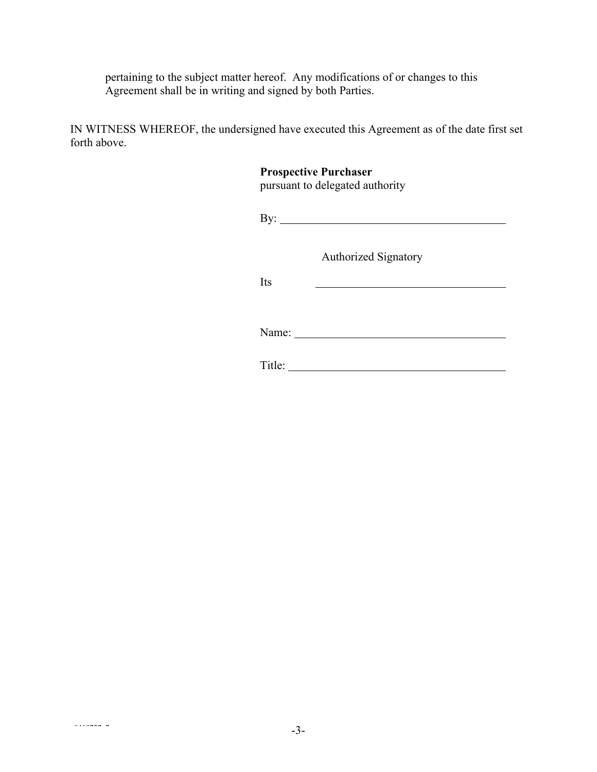pertaining to the subject matter hereof. Any modifications of or changes to this Agreement shall be in writing and signed by both Parties.

IN WITNESS WHEREOF, the undersigned have executed this Agreement as of the date first set forth above.

**Prospective Purchaser**
pursuant to delegated authority

By: ______________________________________

Authorized Signatory

Its ______________________________________

Name: ____________________________________

Title: _____________________________________